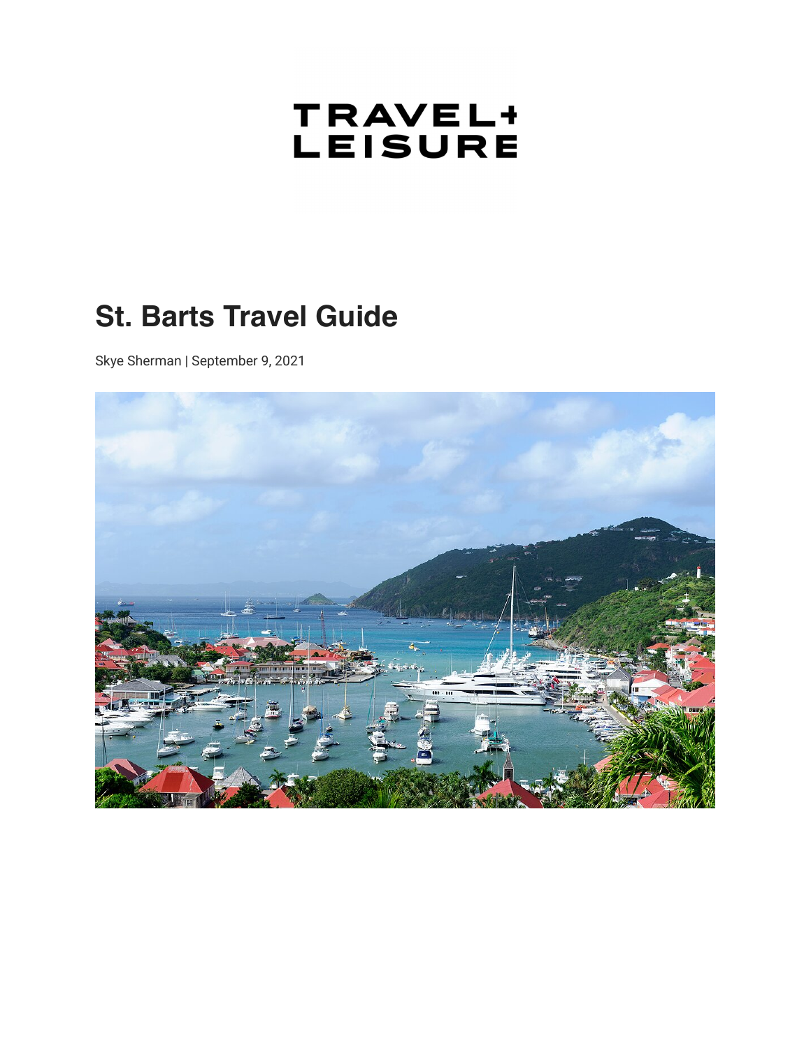TRAVEL+ LEISURE

# St. Barts Travel Guide

Skye Sherman | September 9, 2021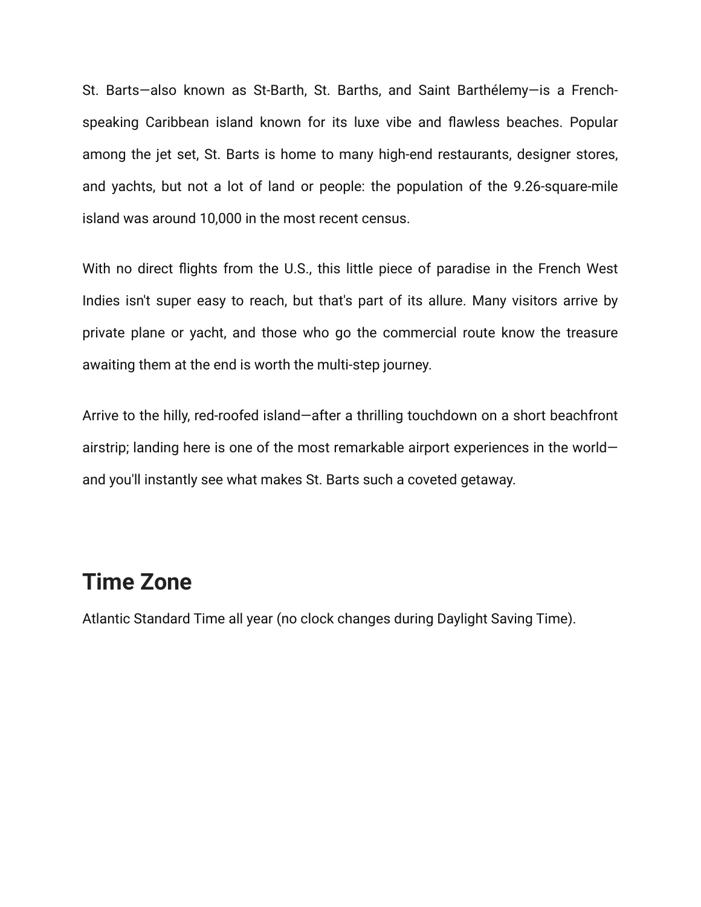St. Barts—also known as St-Barth, St. Barths, and Saint Barthélemy—is a French-speaking Caribbean island known for its luxe vibe and flawless beaches. Popular among the jet set, St. Barts is home to many high-end restaurants, designer stores, and yachts, but not a lot of land or people: the population of the 9.26-square-mile island was around 10,000 in the most recent census.

With no direct flights from the U.S., this little piece of paradise in the French West Indies isn't super easy to reach, but that's part of its allure. Many visitors arrive by private plane or yacht, and those who go the commercial route know the treasure awaiting them at the end is worth the multi-step journey.

Arrive to the hilly, red-roofed island—after a thrilling touchdown on a short beachfront airstrip; landing here is one of the most remarkable airport experiences in the world—and you'll instantly see what makes St. Barts such a coveted getaway.

## Time Zone

Atlantic Standard Time all year (no clock changes during Daylight Saving Time).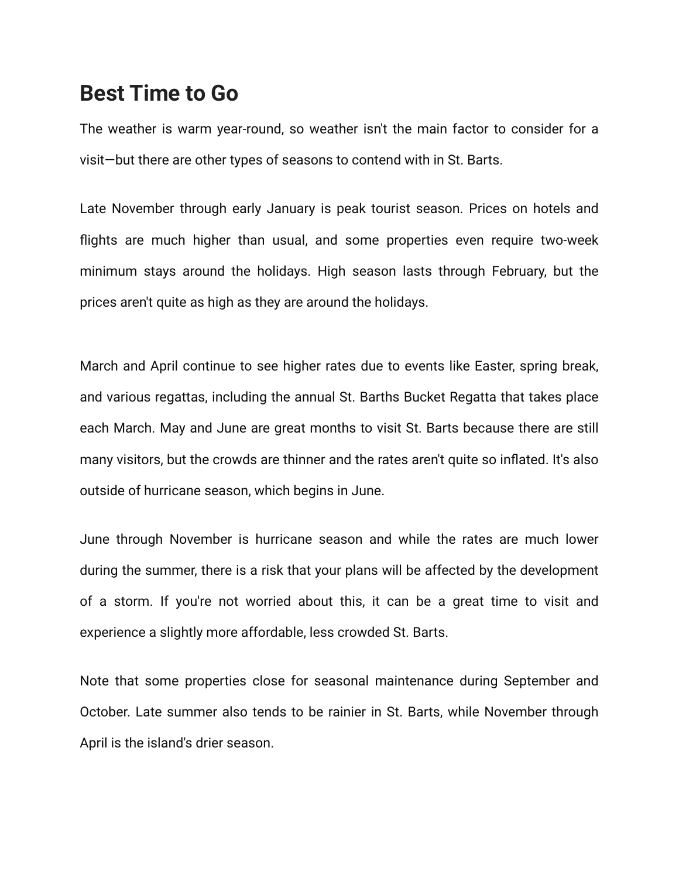## Best Time to Go

The weather is warm year-round, so weather isn't the main factor to consider for a visit—but there are other types of seasons to contend with in St. Barts.

Late November through early January is peak tourist season. Prices on hotels and flights are much higher than usual, and some properties even require two-week minimum stays around the holidays. High season lasts through February, but the prices aren't quite as high as they are around the holidays.

March and April continue to see higher rates due to events like Easter, spring break, and various regattas, including the annual St. Barths Bucket Regatta that takes place each March. May and June are great months to visit St. Barts because there are still many visitors, but the crowds are thinner and the rates aren't quite so inflated. It's also outside of hurricane season, which begins in June.

June through November is hurricane season and while the rates are much lower during the summer, there is a risk that your plans will be affected by the development of a storm. If you're not worried about this, it can be a great time to visit and experience a slightly more affordable, less crowded St. Barts.

Note that some properties close for seasonal maintenance during September and October. Late summer also tends to be rainier in St. Barts, while November through April is the island's drier season.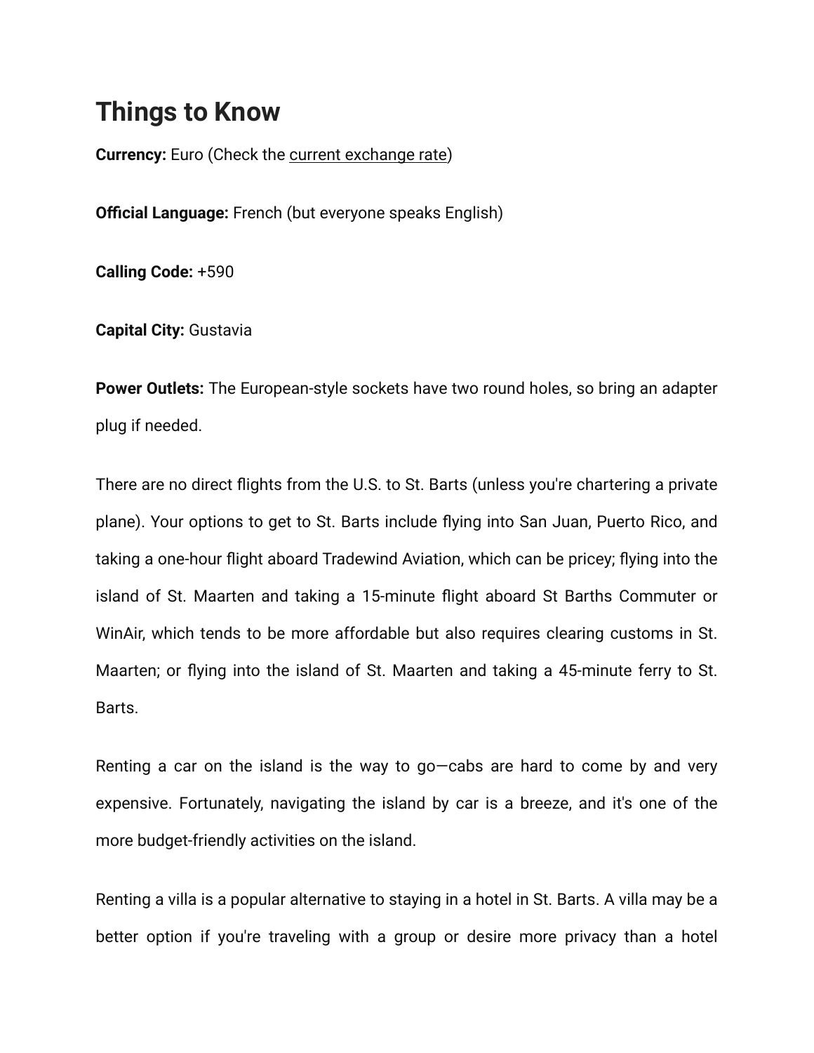## Things to Know

**Currency:** Euro (Check the current exchange rate)

**Official Language:** French (but everyone speaks English)

**Calling Code:** +590

**Capital City:** Gustavia

**Power Outlets:** The European-style sockets have two round holes, so bring an adapter plug if needed.

There are no direct flights from the U.S. to St. Barts (unless you're chartering a private plane). Your options to get to St. Barts include flying into San Juan, Puerto Rico, and taking a one-hour flight aboard Tradewind Aviation, which can be pricey; flying into the island of St. Maarten and taking a 15-minute flight aboard St Barths Commuter or WinAir, which tends to be more affordable but also requires clearing customs in St. Maarten; or flying into the island of St. Maarten and taking a 45-minute ferry to St. Barts.

Renting a car on the island is the way to go—cabs are hard to come by and very expensive. Fortunately, navigating the island by car is a breeze, and it's one of the more budget-friendly activities on the island.

Renting a villa is a popular alternative to staying in a hotel in St. Barts. A villa may be a better option if you're traveling with a group or desire more privacy than a hotel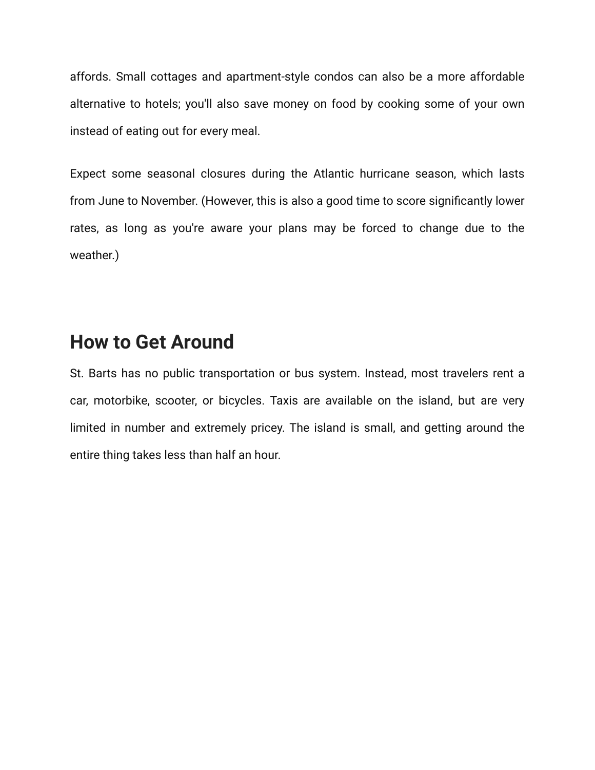affords. Small cottages and apartment-style condos can also be a more affordable alternative to hotels; you'll also save money on food by cooking some of your own instead of eating out for every meal.

Expect some seasonal closures during the Atlantic hurricane season, which lasts from June to November. (However, this is also a good time to score significantly lower rates, as long as you're aware your plans may be forced to change due to the weather.)

## How to Get Around

St. Barts has no public transportation or bus system. Instead, most travelers rent a car, motorbike, scooter, or bicycles. Taxis are available on the island, but are very limited in number and extremely pricey. The island is small, and getting around the entire thing takes less than half an hour.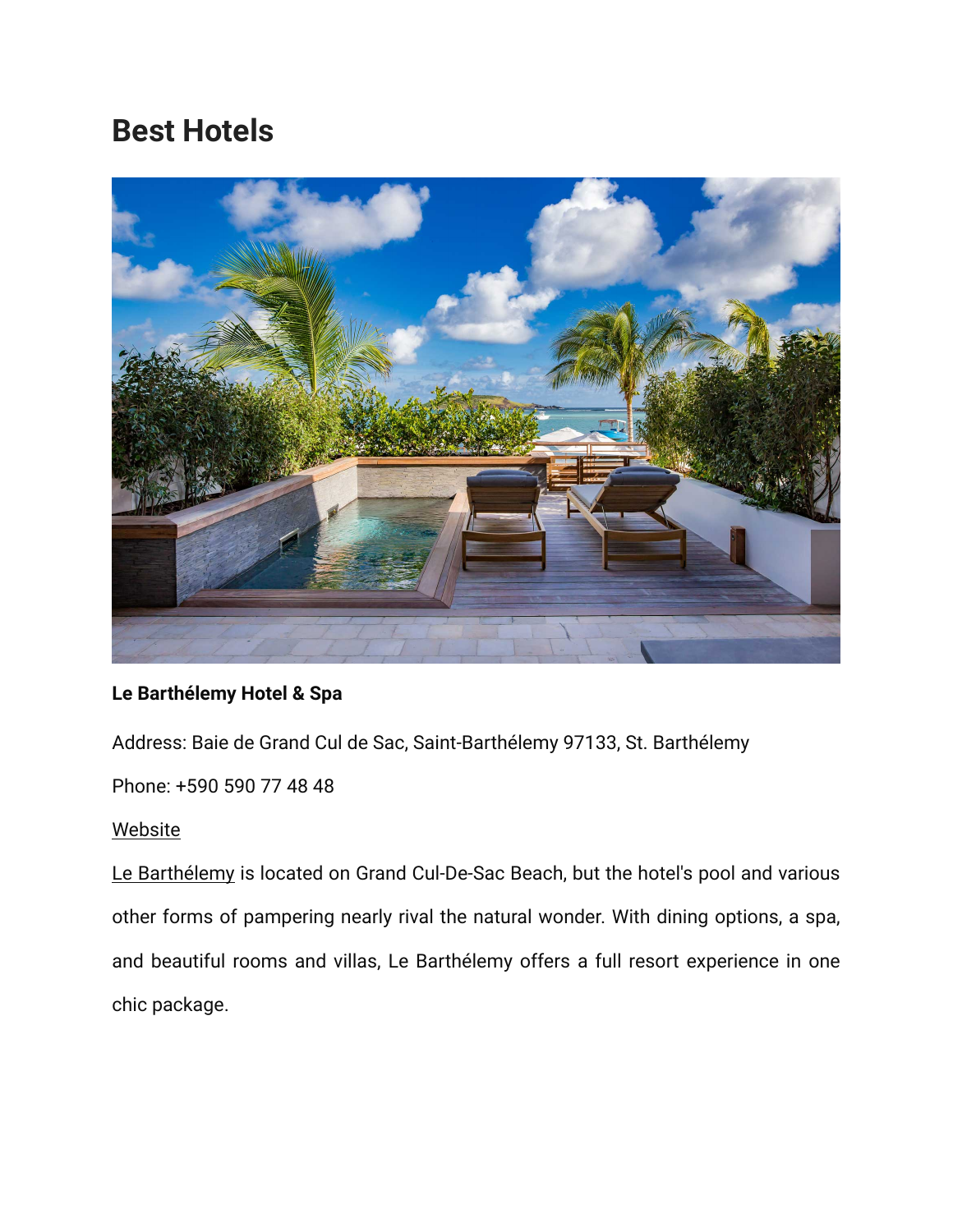## Best Hotels

**Le Barthélemy Hotel & Spa**

Address: Baie de Grand Cul de Sac, Saint-Barthélemy 97133, St. Barthélemy

Phone: +590 590 77 48 48

Website

Le Barthélemy is located on Grand Cul-De-Sac Beach, but the hotel's pool and various other forms of pampering nearly rival the natural wonder. With dining options, a spa, and beautiful rooms and villas, Le Barthélemy offers a full resort experience in one chic package.